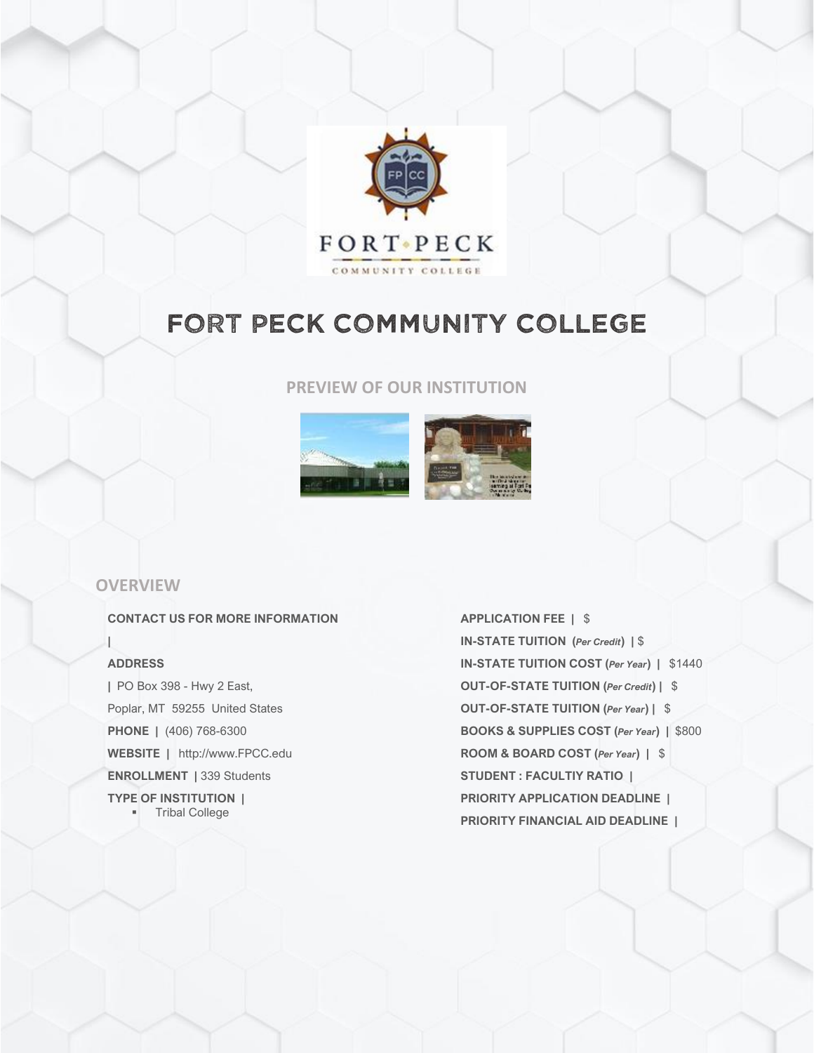# FORT PECK COMMUNITY COLLEGE

## PREVIEW OF OUR INSTITUTION

## OVERVIEW

**CONTACT US FOR MORE INFORMATION**

**|**

**ADDRESS**

**|** PO Box 398 - Hwy 2 East,

Poplar, MT 59255 United States

**PHONE |** (406) 768-6300

**WEBSITE |** http://www.FPCC.edu

**ENROLLMENT |** 339 Students

**TYPE OF INSTITUTION |**

- Tribal College

**APPLICATION FEE |** $

**IN-STATE TUITION (*Per Credit*) |** $

**IN-STATE TUITION COST (*Per Year*) |** $1440

**OUT-OF-STATE TUITION (*Per Credit*) |** $

**OUT-OF-STATE TUITION (*Per Year*) |** $

**BOOKS & SUPPLIES COST (*Per Year*) |** $800

**ROOM & BOARD COST (*Per Year*) |** $

**STUDENT : FACULTIY RATIO |**

**PRIORITY APPLICATION DEADLINE |**

**PRIORITY FINANCIAL AID DEADLINE |**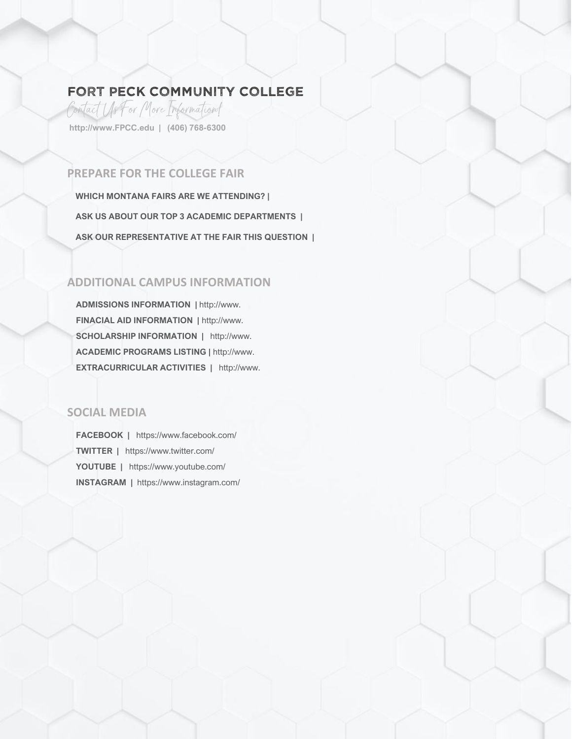# FORT PECK COMMUNITY COLLEGE

*Contact Us For More Information!*

**http://www.FPCC.edu | (406) 768-6300**

## PREPARE FOR THE COLLEGE FAIR

**WHICH MONTANA FAIRS ARE WE ATTENDING? |**

**ASK US ABOUT OUR TOP 3 ACADEMIC DEPARTMENTS |**

**ASK OUR REPRESENTATIVE AT THE FAIR THIS QUESTION |**

## ADDITIONAL CAMPUS INFORMATION

**ADMISSIONS INFORMATION |** http://www.

**FINACIAL AID INFORMATION |** http://www.

**SCHOLARSHIP INFORMATION |** http://www.

**ACADEMIC PROGRAMS LISTING |** http://www.

**EXTRACURRICULAR ACTIVITIES |** http://www.

## SOCIAL MEDIA

**FACEBOOK |** https://www.facebook.com/

**TWITTER |** https://www.twitter.com/

**YOUTUBE |** https://www.youtube.com/

**INSTAGRAM |** https://www.instagram.com/